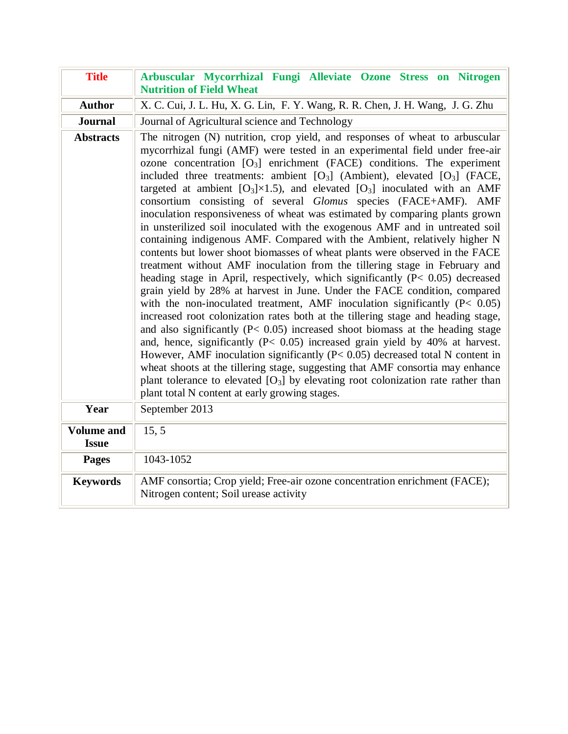| Title | Arbuscular Mycorrhizal Fungi Alleviate Ozone Stress on Nitrogen Nutrition of Field Wheat |
| --- | --- |
| **Author** | X. C. Cui, J. L. Hu, X. G. Lin, F. Y. Wang, R. R. Chen, J. H. Wang, J. G. Zhu |
| **Journal** | Journal of Agricultural science and Technology |
| **Abstracts** | The nitrogen (N) nutrition, crop yield, and responses of wheat to arbuscular mycorrhizal fungi (AMF) were tested in an experimental field under free-air ozone concentration [$O_3$] enrichment (FACE) conditions. The experiment included three treatments: ambient [$O_3$] (Ambient), elevated [$O_3$] (FACE, targeted at ambient [$O_3$]×1.5), and elevated [$O_3$] inoculated with an AMF consortium consisting of several *Glomus* species (FACE+AMF). AMF inoculation responsiveness of wheat was estimated by comparing plants grown in unsterilized soil inoculated with the exogenous AMF and in untreated soil containing indigenous AMF. Compared with the Ambient, relatively higher N contents but lower shoot biomasses of wheat plants were observed in the FACE treatment without AMF inoculation from the tillering stage in February and heading stage in April, respectively, which significantly ($P< 0.05$) decreased grain yield by 28% at harvest in June. Under the FACE condition, compared with the non-inoculated treatment, AMF inoculation significantly ($P< 0.05$) increased root colonization rates both at the tillering stage and heading stage, and also significantly ($P< 0.05$) increased shoot biomass at the heading stage and, hence, significantly ($P< 0.05$) increased grain yield by 40% at harvest. However, AMF inoculation significantly ($P< 0.05$) decreased total N content in wheat shoots at the tillering stage, suggesting that AMF consortia may enhance plant tolerance to elevated [$O_3$] by elevating root colonization rate rather than plant total N content at early growing stages. |
| **Year** | September 2013 |
| **Volume and Issue** | 15, 5 |
| **Pages** | 1043-1052 |
| **Keywords** | AMF consortia; Crop yield; Free-air ozone concentration enrichment (FACE); Nitrogen content; Soil urease activity |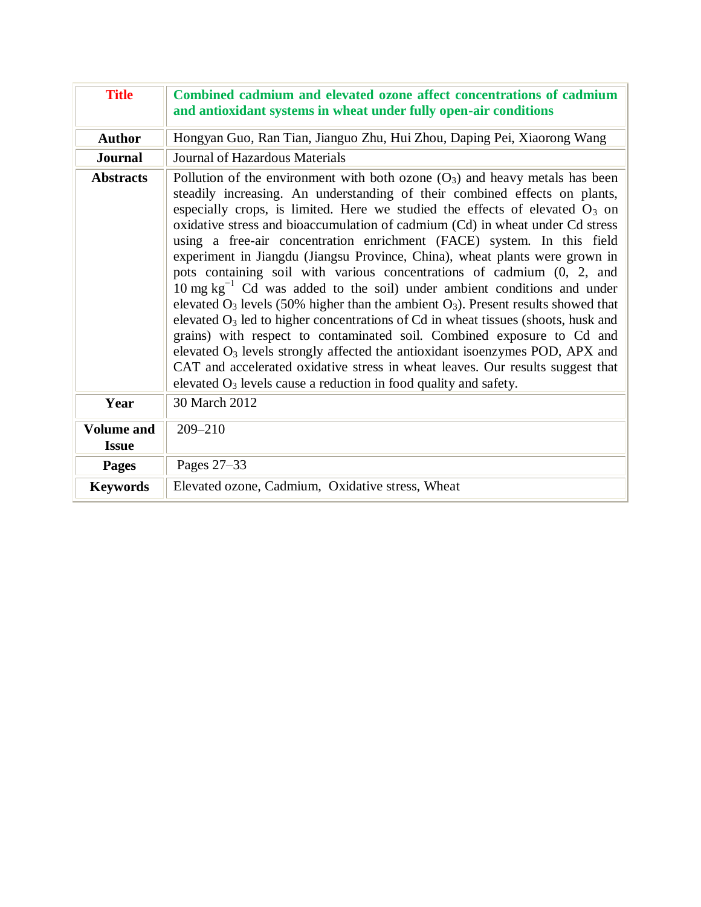| Title | Combined cadmium and elevated ozone affect concentrations of cadmium and antioxidant systems in wheat under fully open-air conditions |
| --- | --- |
| Author | Hongyan Guo, Ran Tian, Jianguo Zhu, Hui Zhou, Daping Pei, Xiaorong Wang |
| Journal | Journal of Hazardous Materials |
| Abstracts | Pollution of the environment with both ozone ($O_3$) and heavy metals has been steadily increasing. An understanding of their combined effects on plants, especially crops, is limited. Here we studied the effects of elevated $O_3$ on oxidative stress and bioaccumulation of cadmium (Cd) in wheat under Cd stress using a free-air concentration enrichment (FACE) system. In this field experiment in Jiangdu (Jiangsu Province, China), wheat plants were grown in pots containing soil with various concentrations of cadmium (0, 2, and 10 mg $kg^{-1}$ Cd was added to the soil) under ambient conditions and under elevated $O_3$ levels (50% higher than the ambient $O_3$). Present results showed that elevated $O_3$ led to higher concentrations of Cd in wheat tissues (shoots, husk and grains) with respect to contaminated soil. Combined exposure to Cd and elevated $O_3$ levels strongly affected the antioxidant isoenzymes POD, APX and CAT and accelerated oxidative stress in wheat leaves. Our results suggest that elevated $O_3$ levels cause a reduction in food quality and safety. |
| Year | 30 March 2012 |
| Volume and Issue | 209–210 |
| Pages | Pages 27–33 |
| Keywords | Elevated ozone, Cadmium, Oxidative stress, Wheat |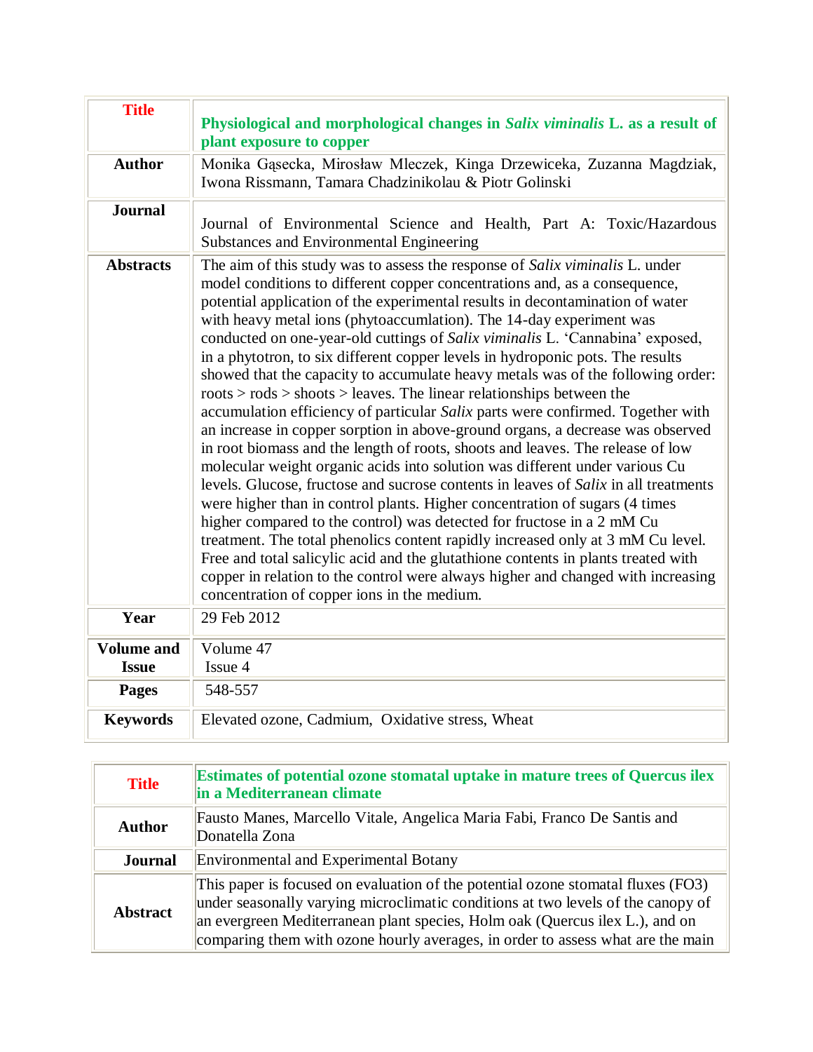| **Title** | **Physiological and morphological changes in *Salix viminalis* L. as a result of plant exposure to copper** |
|---|---|
| **Author** | Monika Gąsecka, Mirosław Mleczek, Kinga Drzewiceka, Zuzanna Magdziak, Iwona Rissmann, Tamara Chadzinikolau & Piotr Golinski |
| **Journal** | Journal of Environmental Science and Health, Part A: Toxic/Hazardous Substances and Environmental Engineering |
| **Abstracts** | The aim of this study was to assess the response of *Salix viminalis* L. under model conditions to different copper concentrations and, as a consequence, potential application of the experimental results in decontamination of water with heavy metal ions (phytoaccumlation). The 14-day experiment was conducted on one-year-old cuttings of *Salix viminalis* L. 'Cannabina' exposed, in a phytotron, to six different copper levels in hydroponic pots. The results showed that the capacity to accumulate heavy metals was of the following order: roots > rods > shoots > leaves. The linear relationships between the accumulation efficiency of particular *Salix* parts were confirmed. Together with an increase in copper sorption in above-ground organs, a decrease was observed in root biomass and the length of roots, shoots and leaves. The release of low molecular weight organic acids into solution was different under various Cu levels. Glucose, fructose and sucrose contents in leaves of *Salix* in all treatments were higher than in control plants. Higher concentration of sugars (4 times higher compared to the control) was detected for fructose in a 2 mM Cu treatment. The total phenolics content rapidly increased only at 3 mM Cu level. Free and total salicylic acid and the glutathione contents in plants treated with copper in relation to the control were always higher and changed with increasing concentration of copper ions in the medium. |
| **Year** | 29 Feb 2012 |
| **Volume and Issue** | Volume 47 Issue 4 |
| **Pages** | 548-557 |
| **Keywords** | Elevated ozone, Cadmium, Oxidative stress, Wheat |

| **Title** | **Estimates of potential ozone stomatal uptake in mature trees of Quercus ilex in a Mediterranean climate** |
|---|---|
| **Author** | Fausto Manes, Marcello Vitale, Angelica Maria Fabi, Franco De Santis and Donatella Zona |
| **Journal** | Environmental and Experimental Botany |
| **Abstract** | This paper is focused on evaluation of the potential ozone stomatal fluxes (FO3) under seasonally varying microclimatic conditions at two levels of the canopy of an evergreen Mediterranean plant species, Holm oak (Quercus ilex L.), and on comparing them with ozone hourly averages, in order to assess what are the main |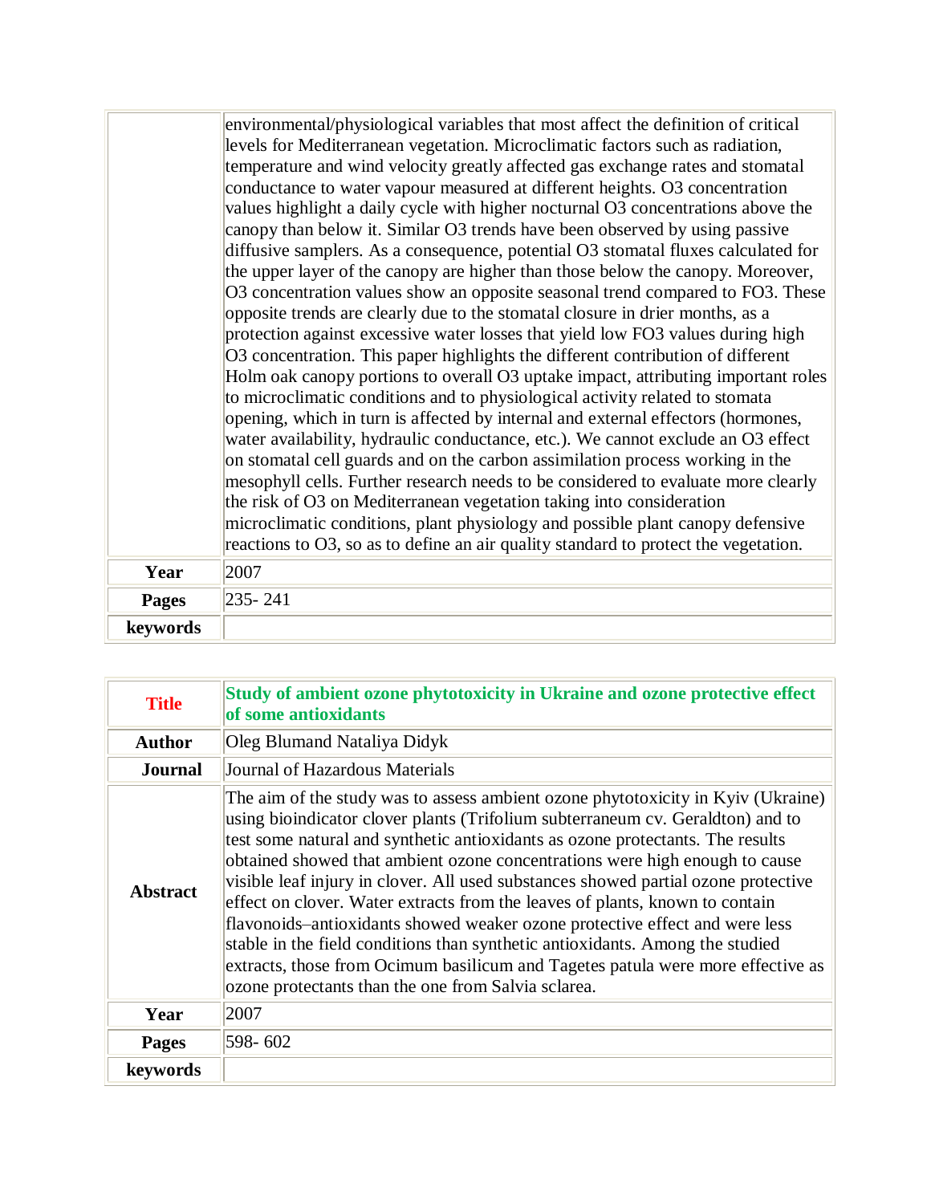| | |
|---|---|
| | environmental/physiological variables that most affect the definition of critical levels for Mediterranean vegetation. Microclimatic factors such as radiation, temperature and wind velocity greatly affected gas exchange rates and stomatal conductance to water vapour measured at different heights. $O_3$ concentration values highlight a daily cycle with higher nocturnal $O_3$ concentrations above the canopy than below it. Similar $O_3$ trends have been observed by using passive diffusive samplers. As a consequence, potential $O_3$ stomatal fluxes calculated for the upper layer of the canopy are higher than those below the canopy. Moreover, $O_3$ concentration values show an opposite seasonal trend compared to $FO_3$. These opposite trends are clearly due to the stomatal closure in drier months, as a protection against excessive water losses that yield low $FO_3$ values during high $O_3$ concentration. This paper highlights the different contribution of different Holm oak canopy portions to overall $O_3$ uptake impact, attributing important roles to microclimatic conditions and to physiological activity related to stomata opening, which in turn is affected by internal and external effectors (hormones, water availability, hydraulic conductance, etc.). We cannot exclude an $O_3$ effect on stomatal cell guards and on the carbon assimilation process working in the mesophyll cells. Further research needs to be considered to evaluate more clearly the risk of $O_3$ on Mediterranean vegetation taking into consideration microclimatic conditions, plant physiology and possible plant canopy defensive reactions to $O_3$, so as to define an air quality standard to protect the vegetation. |
| **Year** | 2007 |
| **Pages** | 235- 241 |
| **keywords** | |

| | |
|---|---|
| **Title** | **Study of ambient ozone phytotoxicity in Ukraine and ozone protective effect of some antioxidants** |
| **Author** | Oleg Blumand Nataliya Didyk |
| **Journal** | Journal of Hazardous Materials |
| **Abstract** | The aim of the study was to assess ambient ozone phytotoxicity in Kyiv (Ukraine) using bioindicator clover plants (Trifolium subterraneum cv. Geraldton) and to test some natural and synthetic antioxidants as ozone protectants. The results obtained showed that ambient ozone concentrations were high enough to cause visible leaf injury in clover. All used substances showed partial ozone protective effect on clover. Water extracts from the leaves of plants, known to contain flavonoids–antioxidants showed weaker ozone protective effect and were less stable in the field conditions than synthetic antioxidants. Among the studied extracts, those from Ocimum basilicum and Tagetes patula were more effective as ozone protectants than the one from Salvia sclarea. |
| **Year** | 2007 |
| **Pages** | 598- 602 |
| **keywords** | |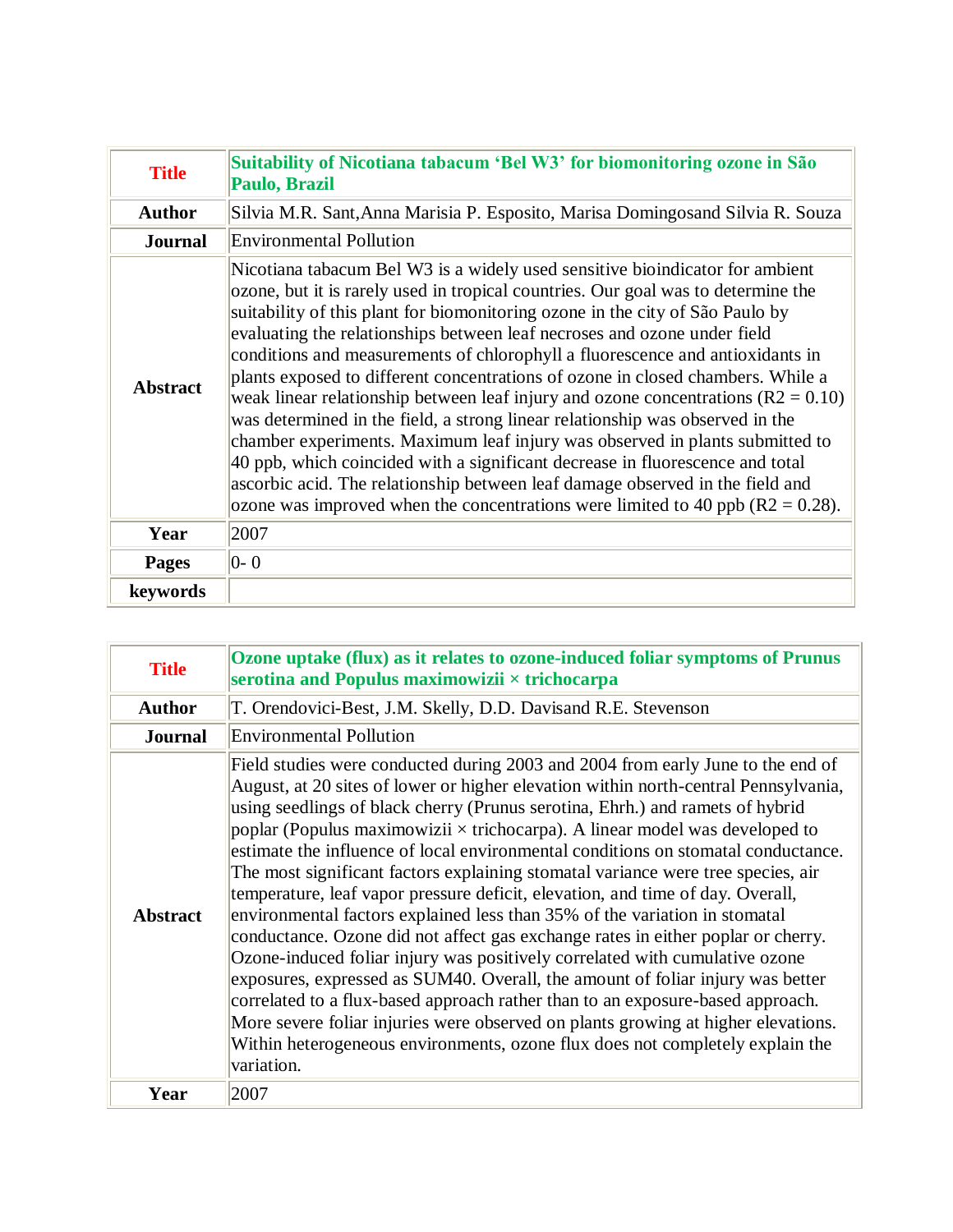| **Title** | **Suitability of Nicotiana tabacum 'Bel W3' for biomonitoring ozone in São Paulo, Brazil** |
| --- | --- |
| **Author** | Silvia M.R. Sant,Anna Marisia P. Esposito, Marisa Domingosand Silvia R. Souza |
| **Journal** | Environmental Pollution |
| **Abstract** | Nicotiana tabacum Bel W3 is a widely used sensitive bioindicator for ambient ozone, but it is rarely used in tropical countries. Our goal was to determine the suitability of this plant for biomonitoring ozone in the city of São Paulo by evaluating the relationships between leaf necroses and ozone under field conditions and measurements of chlorophyll a fluorescence and antioxidants in plants exposed to different concentrations of ozone in closed chambers. While a weak linear relationship between leaf injury and ozone concentrations ($R2 = 0.10$) was determined in the field, a strong linear relationship was observed in the chamber experiments. Maximum leaf injury was observed in plants submitted to 40 ppb, which coincided with a significant decrease in fluorescence and total ascorbic acid. The relationship between leaf damage observed in the field and ozone was improved when the concentrations were limited to 40 ppb ($R2 = 0.28$). |
| **Year** | 2007 |
| **Pages** | 0- 0 |
| **keywords** | |

| **Title** | **Ozone uptake (flux) as it relates to ozone-induced foliar symptoms of Prunus serotina and Populus maximowizii × trichocarpa** |
| --- | --- |
| **Author** | T. Orendovici-Best, J.M. Skelly, D.D. Davisand R.E. Stevenson |
| **Journal** | Environmental Pollution |
| **Abstract** | Field studies were conducted during 2003 and 2004 from early June to the end of August, at 20 sites of lower or higher elevation within north-central Pennsylvania, using seedlings of black cherry (Prunus serotina, Ehrh.) and ramets of hybrid poplar (Populus maximowizii × trichocarpa). A linear model was developed to estimate the influence of local environmental conditions on stomatal conductance. The most significant factors explaining stomatal variance were tree species, air temperature, leaf vapor pressure deficit, elevation, and time of day. Overall, environmental factors explained less than 35% of the variation in stomatal conductance. Ozone did not affect gas exchange rates in either poplar or cherry. Ozone-induced foliar injury was positively correlated with cumulative ozone exposures, expressed as SUM40. Overall, the amount of foliar injury was better correlated to a flux-based approach rather than to an exposure-based approach. More severe foliar injuries were observed on plants growing at higher elevations. Within heterogeneous environments, ozone flux does not completely explain the variation. |
| **Year** | 2007 |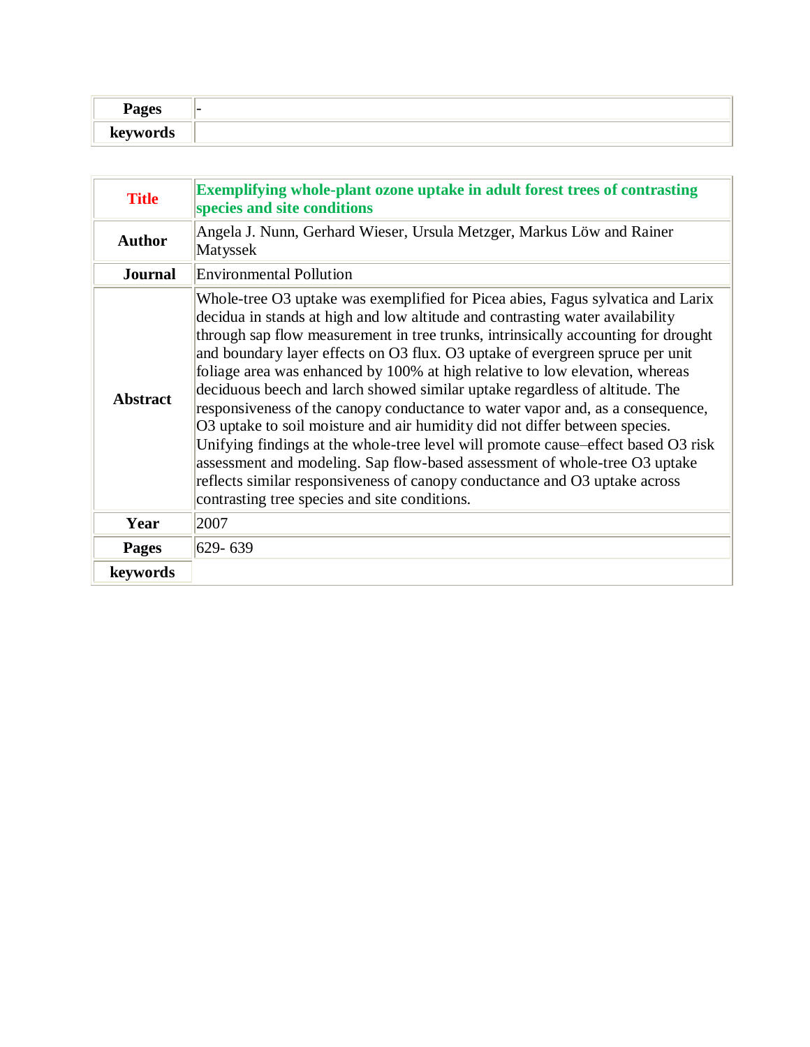| | |
|---|---|
| **Pages** | - |
| **keywords** | |

| | |
|---|---|
| **Title** | **Exemplifying whole-plant ozone uptake in adult forest trees of contrasting species and site conditions** |
| **Author** | Angela J. Nunn, Gerhard Wieser, Ursula Metzger, Markus Löw and Rainer Matyssek |
| **Journal** | Environmental Pollution |
| **Abstract** | Whole-tree O3 uptake was exemplified for Picea abies, Fagus sylvatica and Larix decidua in stands at high and low altitude and contrasting water availability through sap flow measurement in tree trunks, intrinsically accounting for drought and boundary layer effects on O3 flux. O3 uptake of evergreen spruce per unit foliage area was enhanced by 100% at high relative to low elevation, whereas deciduous beech and larch showed similar uptake regardless of altitude. The responsiveness of the canopy conductance to water vapor and, as a consequence, O3 uptake to soil moisture and air humidity did not differ between species. Unifying findings at the whole-tree level will promote cause–effect based O3 risk assessment and modeling. Sap flow-based assessment of whole-tree O3 uptake reflects similar responsiveness of canopy conductance and O3 uptake across contrasting tree species and site conditions. |
| **Year** | 2007 |
| **Pages** | 629- 639 |
| **keywords** | |